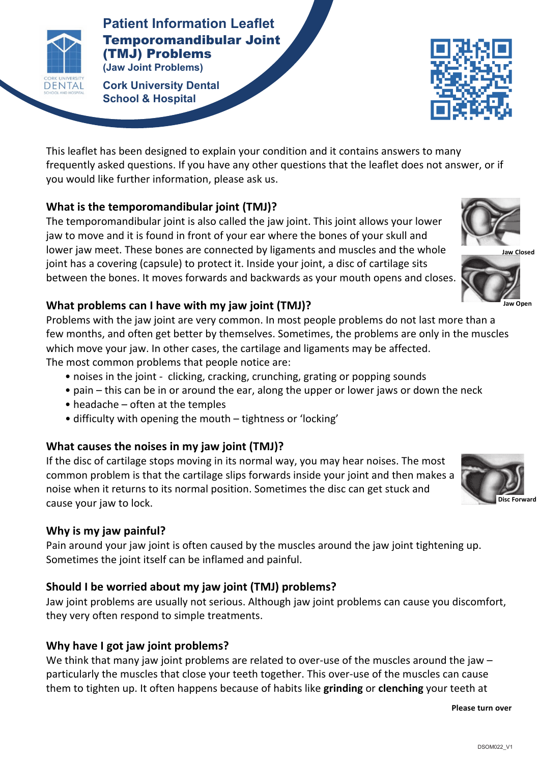# Patient Information Leaflet

## Temporomandibular Joint (TMJ) Problems

(Jaw Joint Problems)

**Cork University Dental School & Hospital**

This leaflet has been designed to explain your condition and it contains answers to many frequently asked questions. If you have any other questions that the leaflet does not answer, or if you would like further information, please ask us.

### What is the temporomandibular joint (TMJ)?

The temporomandibular joint is also called the jaw joint. This joint allows your lower jaw to move and it is found in front of your ear where the bones of your skull and lower jaw meet. These bones are connected by ligaments and muscles and the whole joint has a covering (capsule) to protect it. Inside your joint, a disc of cartilage sits between the bones. It moves forwards and backwards as your mouth opens and closes.

Jaw Closed

Jaw Open

### What problems can I have with my jaw joint (TMJ)?

Problems with the jaw joint are very common. In most people problems do not last more than a few months, and often get better by themselves. Sometimes, the problems are only in the muscles which move your jaw. In other cases, the cartilage and ligaments may be affected.

The most common problems that people notice are:

- noises in the joint - clicking, cracking, crunching, grating or popping sounds
- pain – this can be in or around the ear, along the upper or lower jaws or down the neck
- headache – often at the temples
- difficulty with opening the mouth – tightness or 'locking'

### What causes the noises in my jaw joint (TMJ)?

If the disc of cartilage stops moving in its normal way, you may hear noises. The most common problem is that the cartilage slips forwards inside your joint and then makes a noise when it returns to its normal position. Sometimes the disc can get stuck and cause your jaw to lock.

Disc Forward

### Why is my jaw painful?

Pain around your jaw joint is often caused by the muscles around the jaw joint tightening up. Sometimes the joint itself can be inflamed and painful.

### Should I be worried about my jaw joint (TMJ) problems?

Jaw joint problems are usually not serious. Although jaw joint problems can cause you discomfort, they very often respond to simple treatments.

### Why have I got jaw joint problems?

We think that many jaw joint problems are related to over-use of the muscles around the jaw – particularly the muscles that close your teeth together. This over-use of the muscles can cause them to tighten up. It often happens because of habits like **grinding** or **clenching** your teeth at

**Please turn over**

DSOM022_V1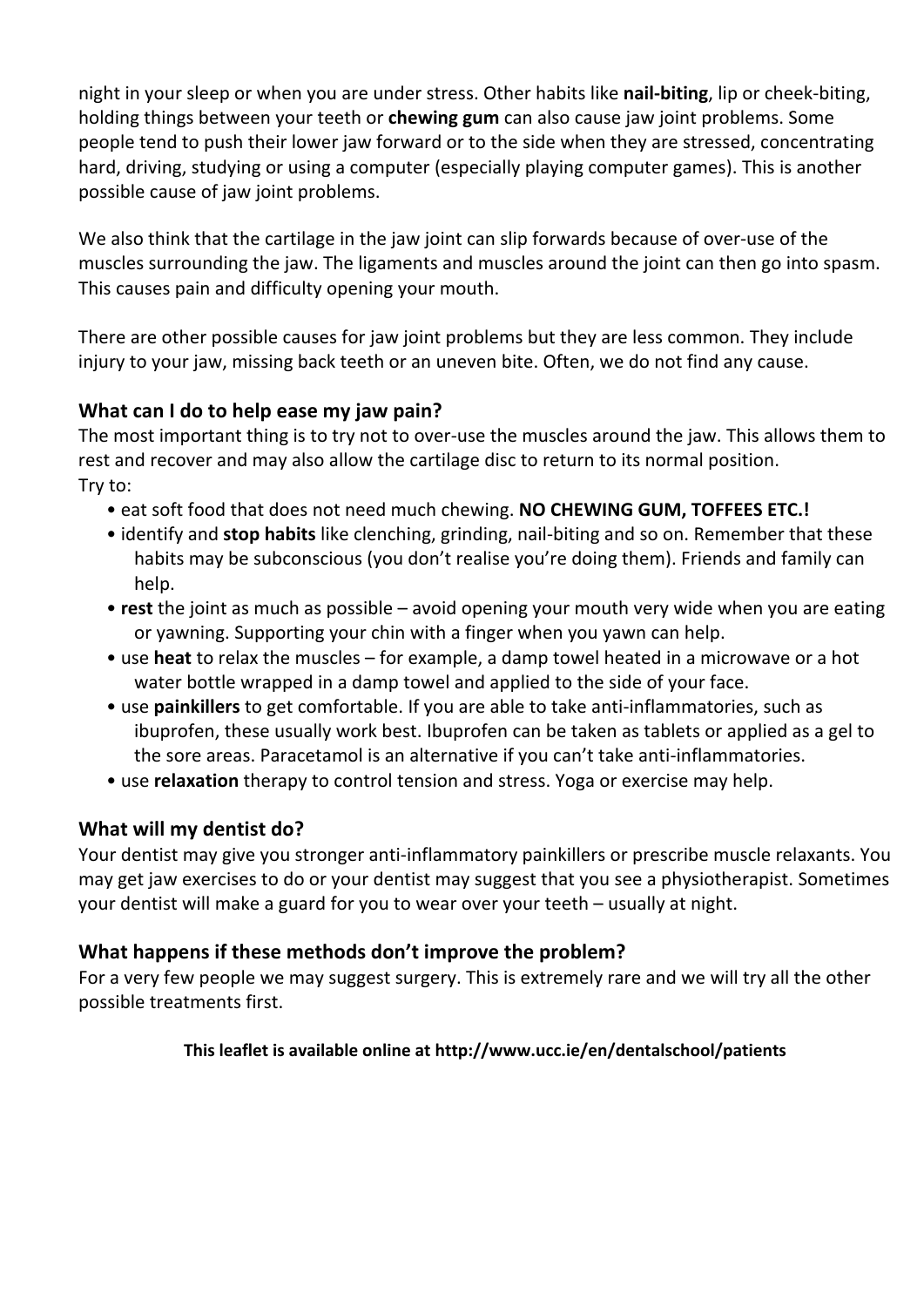night in your sleep or when you are under stress. Other habits like **nail-biting**, lip or cheek-biting, holding things between your teeth or **chewing gum** can also cause jaw joint problems. Some people tend to push their lower jaw forward or to the side when they are stressed, concentrating hard, driving, studying or using a computer (especially playing computer games). This is another possible cause of jaw joint problems.

We also think that the cartilage in the jaw joint can slip forwards because of over-use of the muscles surrounding the jaw. The ligaments and muscles around the joint can then go into spasm. This causes pain and difficulty opening your mouth.

There are other possible causes for jaw joint problems but they are less common. They include injury to your jaw, missing back teeth or an uneven bite. Often, we do not find any cause.

### What can I do to help ease my jaw pain?

The most important thing is to try not to over-use the muscles around the jaw. This allows them to rest and recover and may also allow the cartilage disc to return to its normal position.
Try to:

- eat soft food that does not need much chewing. **NO CHEWING GUM, TOFFEES ETC.!**
- identify and **stop habits** like clenching, grinding, nail-biting and so on. Remember that these habits may be subconscious (you don't realise you're doing them). Friends and family can help.
- **rest** the joint as much as possible – avoid opening your mouth very wide when you are eating or yawning. Supporting your chin with a finger when you yawn can help.
- use **heat** to relax the muscles – for example, a damp towel heated in a microwave or a hot water bottle wrapped in a damp towel and applied to the side of your face.
- use **painkillers** to get comfortable. If you are able to take anti-inflammatories, such as ibuprofen, these usually work best. Ibuprofen can be taken as tablets or applied as a gel to the sore areas. Paracetamol is an alternative if you can't take anti-inflammatories.
- use **relaxation** therapy to control tension and stress. Yoga or exercise may help.

### What will my dentist do?

Your dentist may give you stronger anti-inflammatory painkillers or prescribe muscle relaxants. You may get jaw exercises to do or your dentist may suggest that you see a physiotherapist. Sometimes your dentist will make a guard for you to wear over your teeth – usually at night.

### What happens if these methods don't improve the problem?

For a very few people we may suggest surgery. This is extremely rare and we will try all the other possible treatments first.

**This leaflet is available online at http://www.ucc.ie/en/dentalschool/patients**